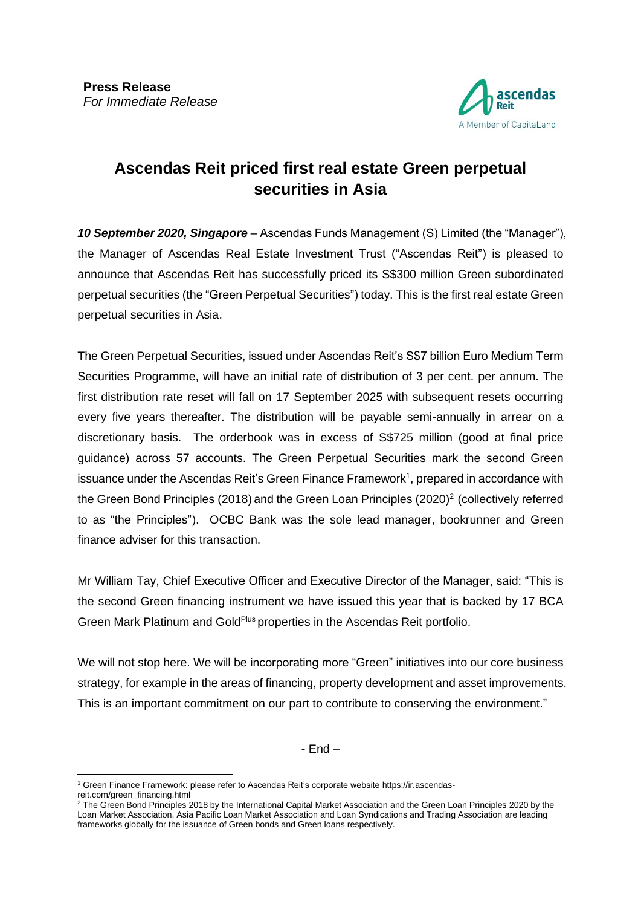**Press Release**
*For Immediate Release*

ascendas Reit
A Member of CapitaLand

# Ascendas Reit priced first real estate Green perpetual securities in Asia

***10 September 2020, Singapore*** – Ascendas Funds Management (S) Limited (the "Manager"), the Manager of Ascendas Real Estate Investment Trust ("Ascendas Reit") is pleased to announce that Ascendas Reit has successfully priced its S$300 million Green subordinated perpetual securities (the "Green Perpetual Securities") today. This is the first real estate Green perpetual securities in Asia.

The Green Perpetual Securities, issued under Ascendas Reit's S$7 billion Euro Medium Term Securities Programme, will have an initial rate of distribution of 3 per cent. per annum. The first distribution rate reset will fall on 17 September 2025 with subsequent resets occurring every five years thereafter. The distribution will be payable semi-annually in arrear on a discretionary basis. The orderbook was in excess of S$725 million (good at final price guidance) across 57 accounts. The Green Perpetual Securities mark the second Green issuance under the Ascendas Reit's Green Finance Framework[1], prepared in accordance with the Green Bond Principles (2018) and the Green Loan Principles (2020)[2] (collectively referred to as "the Principles"). OCBC Bank was the sole lead manager, bookrunner and Green finance adviser for this transaction.

Mr William Tay, Chief Executive Officer and Executive Director of the Manager, said: "This is the second Green financing instrument we have issued this year that is backed by 17 BCA Green Mark Platinum and Gold[Plus] properties in the Ascendas Reit portfolio.

We will not stop here. We will be incorporating more "Green" initiatives into our core business strategy, for example in the areas of financing, property development and asset improvements. This is an important commitment on our part to contribute to conserving the environment."

- End –

[1] Green Finance Framework: please refer to Ascendas Reit's corporate website https://ir.ascendas-reit.com/green_financing.html

[2] The Green Bond Principles 2018 by the International Capital Market Association and the Green Loan Principles 2020 by the Loan Market Association, Asia Pacific Loan Market Association and Loan Syndications and Trading Association are leading frameworks globally for the issuance of Green bonds and Green loans respectively.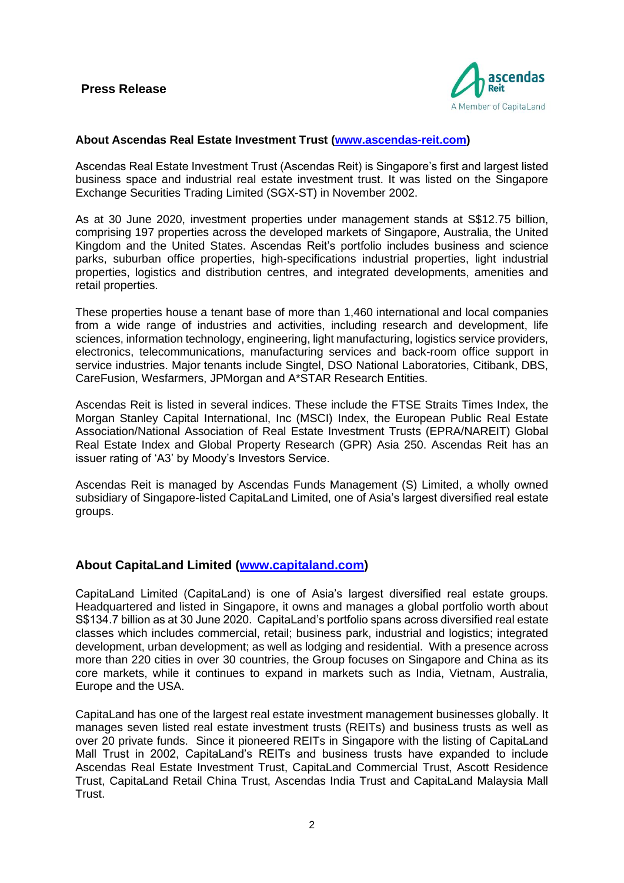## About Ascendas Real Estate Investment Trust ([www.ascendas-reit.com](http://www.ascendas-reit.com))

Ascendas Real Estate Investment Trust (Ascendas Reit) is Singapore's first and largest listed business space and industrial real estate investment trust. It was listed on the Singapore Exchange Securities Trading Limited (SGX-ST) in November 2002.

As at 30 June 2020, investment properties under management stands at S$12.75 billion, comprising 197 properties across the developed markets of Singapore, Australia, the United Kingdom and the United States. Ascendas Reit's portfolio includes business and science parks, suburban office properties, high-specifications industrial properties, light industrial properties, logistics and distribution centres, and integrated developments, amenities and retail properties.

These properties house a tenant base of more than 1,460 international and local companies from a wide range of industries and activities, including research and development, life sciences, information technology, engineering, light manufacturing, logistics service providers, electronics, telecommunications, manufacturing services and back-room office support in service industries. Major tenants include Singtel, DSO National Laboratories, Citibank, DBS, CareFusion, Wesfarmers, JPMorgan and A*STAR Research Entities.

Ascendas Reit is listed in several indices. These include the FTSE Straits Times Index, the Morgan Stanley Capital International, Inc (MSCI) Index, the European Public Real Estate Association/National Association of Real Estate Investment Trusts (EPRA/NAREIT) Global Real Estate Index and Global Property Research (GPR) Asia 250. Ascendas Reit has an issuer rating of 'A3' by Moody's Investors Service.

Ascendas Reit is managed by Ascendas Funds Management (S) Limited, a wholly owned subsidiary of Singapore-listed CapitaLand Limited, one of Asia's largest diversified real estate groups.

## About CapitaLand Limited ([www.capitaland.com](http://www.capitaland.com))

CapitaLand Limited (CapitaLand) is one of Asia's largest diversified real estate groups. Headquartered and listed in Singapore, it owns and manages a global portfolio worth about S$134.7 billion as at 30 June 2020. CapitaLand's portfolio spans across diversified real estate classes which includes commercial, retail; business park, industrial and logistics; integrated development, urban development; as well as lodging and residential. With a presence across more than 220 cities in over 30 countries, the Group focuses on Singapore and China as its core markets, while it continues to expand in markets such as India, Vietnam, Australia, Europe and the USA.

CapitaLand has one of the largest real estate investment management businesses globally. It manages seven listed real estate investment trusts (REITs) and business trusts as well as over 20 private funds. Since it pioneered REITs in Singapore with the listing of CapitaLand Mall Trust in 2002, CapitaLand's REITs and business trusts have expanded to include Ascendas Real Estate Investment Trust, CapitaLand Commercial Trust, Ascott Residence Trust, CapitaLand Retail China Trust, Ascendas India Trust and CapitaLand Malaysia Mall Trust.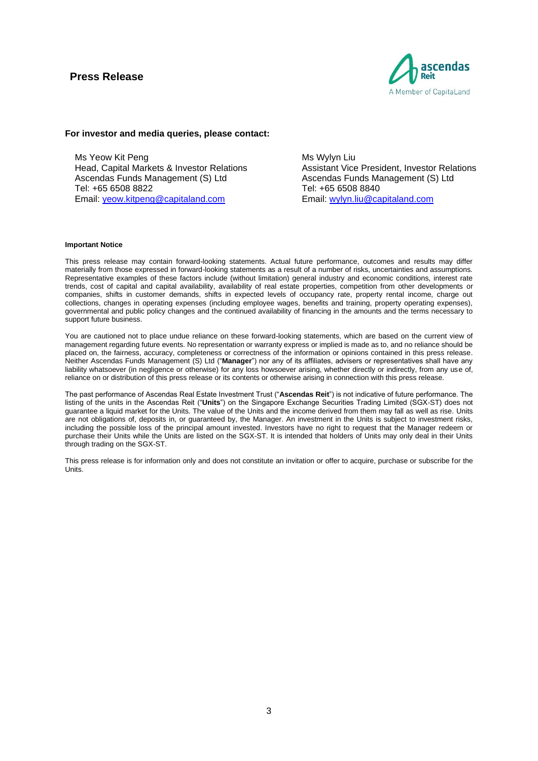# Press Release

**For investor and media queries, please contact:**

Ms Yeow Kit Peng
Head, Capital Markets & Investor Relations
Ascendas Funds Management (S) Ltd
Tel: +65 6508 8822
Email: yeow.kitpeng@capitaland.com

Ms Wylyn Liu
Assistant Vice President, Investor Relations
Ascendas Funds Management (S) Ltd
Tel: +65 6508 8840
Email: wylyn.liu@capitaland.com

**Important Notice**

This press release may contain forward-looking statements. Actual future performance, outcomes and results may differ materially from those expressed in forward-looking statements as a result of a number of risks, uncertainties and assumptions. Representative examples of these factors include (without limitation) general industry and economic conditions, interest rate trends, cost of capital and capital availability, availability of real estate properties, competition from other developments or companies, shifts in customer demands, shifts in expected levels of occupancy rate, property rental income, charge out collections, changes in operating expenses (including employee wages, benefits and training, property operating expenses), governmental and public policy changes and the continued availability of financing in the amounts and the terms necessary to support future business.

You are cautioned not to place undue reliance on these forward-looking statements, which are based on the current view of management regarding future events. No representation or warranty express or implied is made as to, and no reliance should be placed on, the fairness, accuracy, completeness or correctness of the information or opinions contained in this press release. Neither Ascendas Funds Management (S) Ltd ("**Manager**") nor any of its affiliates, advisers or representatives shall have any liability whatsoever (in negligence or otherwise) for any loss howsoever arising, whether directly or indirectly, from any use of, reliance on or distribution of this press release or its contents or otherwise arising in connection with this press release.

The past performance of Ascendas Real Estate Investment Trust ("**Ascendas Reit**") is not indicative of future performance. The listing of the units in the Ascendas Reit ("**Units**") on the Singapore Exchange Securities Trading Limited (SGX-ST) does not guarantee a liquid market for the Units. The value of the Units and the income derived from them may fall as well as rise. Units are not obligations of, deposits in, or guaranteed by, the Manager. An investment in the Units is subject to investment risks, including the possible loss of the principal amount invested. Investors have no right to request that the Manager redeem or purchase their Units while the Units are listed on the SGX-ST. It is intended that holders of Units may only deal in their Units through trading on the SGX-ST.

This press release is for information only and does not constitute an invitation or offer to acquire, purchase or subscribe for the Units.